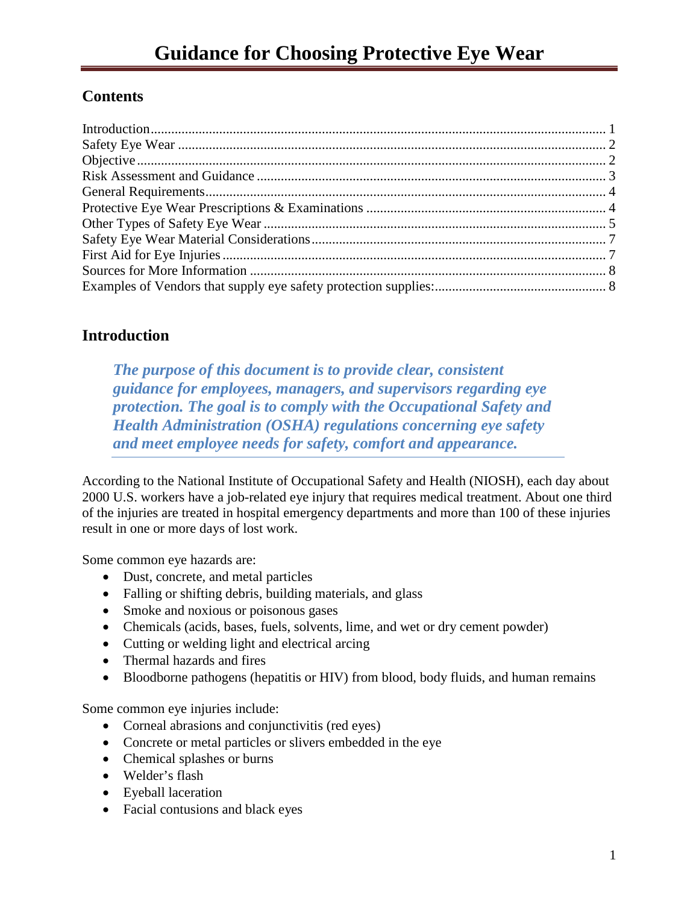# Guidance for Choosing Protective Eye Wear

## Contents

Introduction ........................................................ 1
Safety Eye Wear ........................................................ 2
Objective ........................................................ 2
Risk Assessment and Guidance ........................................................ 3
General Requirements ........................................................ 4
Protective Eye Wear Prescriptions & Examinations ........................................................ 4
Other Types of Safety Eye Wear ........................................................ 5
Safety Eye Wear Material Considerations ........................................................ 7
First Aid for Eye Injuries ........................................................ 7
Sources for More Information ........................................................ 8
Examples of Vendors that supply eye safety protection supplies: ........................................................ 8

## Introduction

***The purpose of this document is to provide clear, consistent guidance for employees, managers, and supervisors regarding eye protection. The goal is to comply with the Occupational Safety and Health Administration (OSHA) regulations concerning eye safety and meet employee needs for safety, comfort and appearance.***

According to the National Institute of Occupational Safety and Health (NIOSH), each day about 2000 U.S. workers have a job-related eye injury that requires medical treatment. About one third of the injuries are treated in hospital emergency departments and more than 100 of these injuries result in one or more days of lost work.

Some common eye hazards are:

- Dust, concrete, and metal particles
- Falling or shifting debris, building materials, and glass
- Smoke and noxious or poisonous gases
- Chemicals (acids, bases, fuels, solvents, lime, and wet or dry cement powder)
- Cutting or welding light and electrical arcing
- Thermal hazards and fires
- Bloodborne pathogens (hepatitis or HIV) from blood, body fluids, and human remains

Some common eye injuries include:

- Corneal abrasions and conjunctivitis (red eyes)
- Concrete or metal particles or slivers embedded in the eye
- Chemical splashes or burns
- Welder's flash
- Eyeball laceration
- Facial contusions and black eyes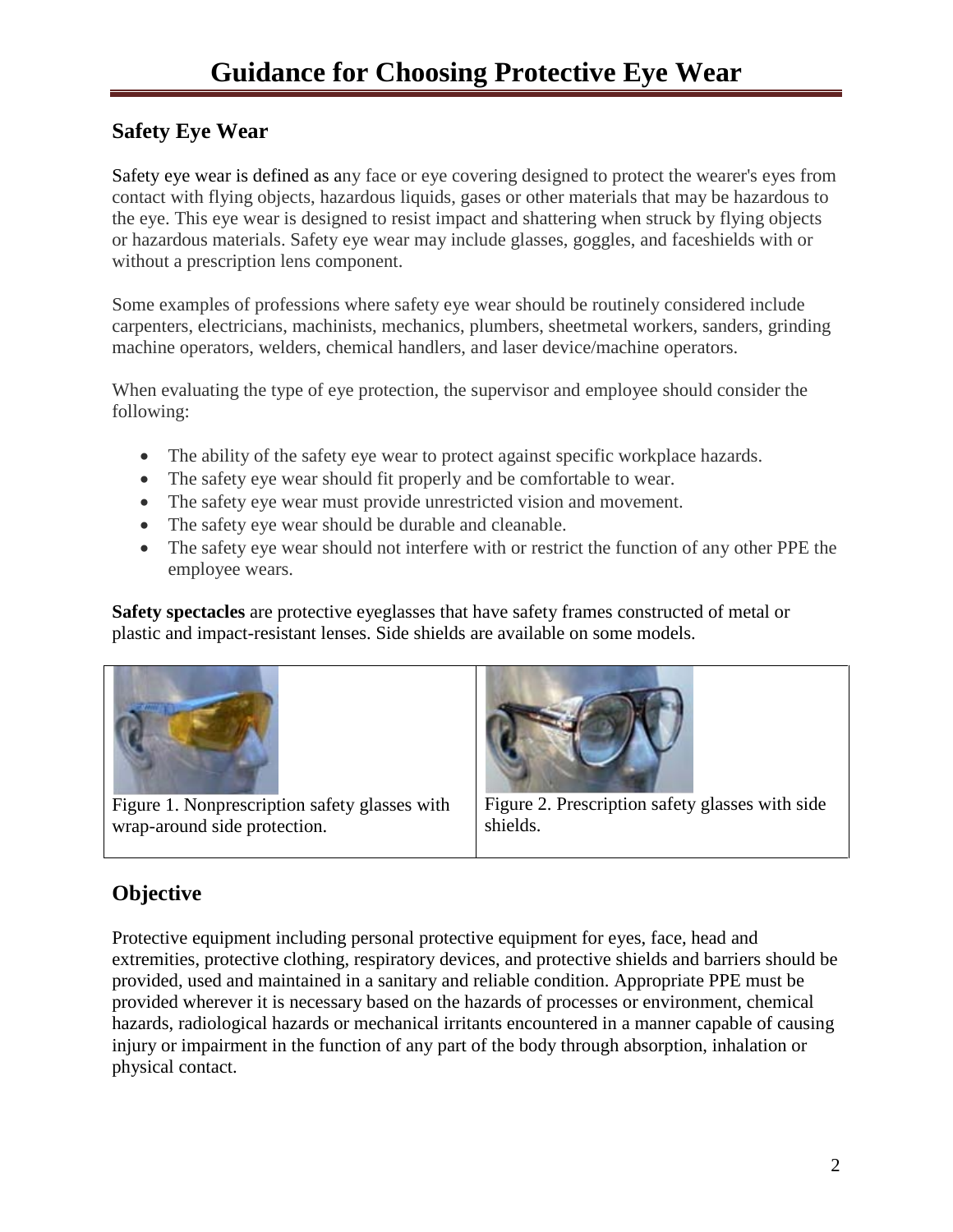# Guidance for Choosing Protective Eye Wear

## Safety Eye Wear

Safety eye wear is defined as any face or eye covering designed to protect the wearer's eyes from contact with flying objects, hazardous liquids, gases or other materials that may be hazardous to the eye. This eye wear is designed to resist impact and shattering when struck by flying objects or hazardous materials. Safety eye wear may include glasses, goggles, and faceshields with or without a prescription lens component.

Some examples of professions where safety eye wear should be routinely considered include carpenters, electricians, machinists, mechanics, plumbers, sheetmetal workers, sanders, grinding machine operators, welders, chemical handlers, and laser device/machine operators.

When evaluating the type of eye protection, the supervisor and employee should consider the following:

- The ability of the safety eye wear to protect against specific workplace hazards.
- The safety eye wear should fit properly and be comfortable to wear.
- The safety eye wear must provide unrestricted vision and movement.
- The safety eye wear should be durable and cleanable.
- The safety eye wear should not interfere with or restrict the function of any other PPE the employee wears.

**Safety spectacles** are protective eyeglasses that have safety frames constructed of metal or plastic and impact-resistant lenses. Side shields are available on some models.

Figure 1. Nonprescription safety glasses with wrap-around side protection.

Figure 2. Prescription safety glasses with side shields.

## Objective

Protective equipment including personal protective equipment for eyes, face, head and extremities, protective clothing, respiratory devices, and protective shields and barriers should be provided, used and maintained in a sanitary and reliable condition. Appropriate PPE must be provided wherever it is necessary based on the hazards of processes or environment, chemical hazards, radiological hazards or mechanical irritants encountered in a manner capable of causing injury or impairment in the function of any part of the body through absorption, inhalation or physical contact.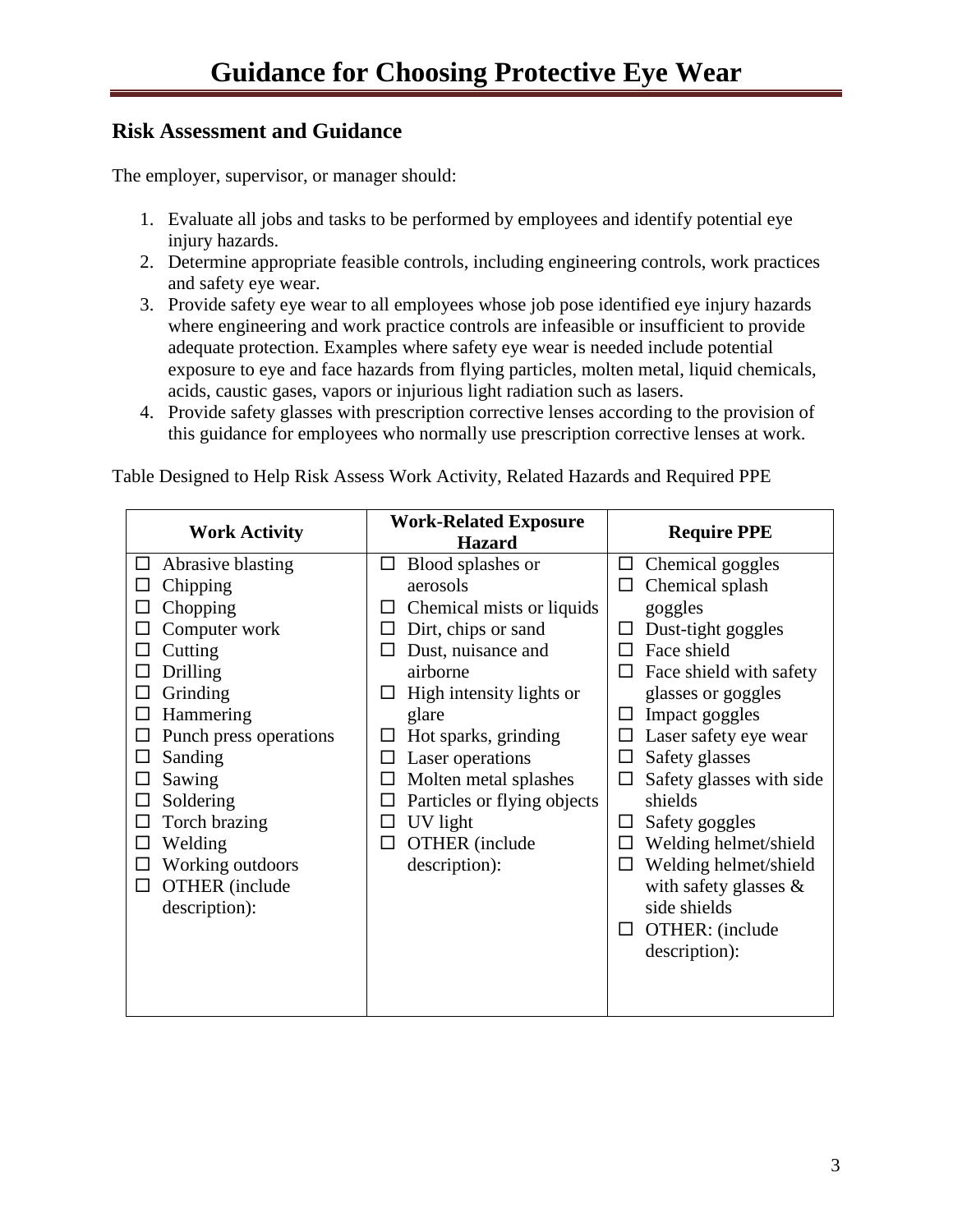# Guidance for Choosing Protective Eye Wear

## Risk Assessment and Guidance

The employer, supervisor, or manager should:

1. Evaluate all jobs and tasks to be performed by employees and identify potential eye injury hazards.
2. Determine appropriate feasible controls, including engineering controls, work practices and safety eye wear.
3. Provide safety eye wear to all employees whose job pose identified eye injury hazards where engineering and work practice controls are infeasible or insufficient to provide adequate protection. Examples where safety eye wear is needed include potential exposure to eye and face hazards from flying particles, molten metal, liquid chemicals, acids, caustic gases, vapors or injurious light radiation such as lasers.
4. Provide safety glasses with prescription corrective lenses according to the provision of this guidance for employees who normally use prescription corrective lenses at work.

Table Designed to Help Risk Assess Work Activity, Related Hazards and Required PPE

| Work Activity | Work-Related Exposure Hazard | Require PPE |
|---|---|---|
| ☐ Abrasive blasting | ☐ Blood splashes or aerosols | ☐ Chemical goggles |
| ☐ Chipping | ☐ Chemical mists or liquids | ☐ Chemical splash goggles |
| ☐ Chopping | ☐ Dirt, chips or sand | ☐ Dust-tight goggles |
| ☐ Computer work | ☐ Dust, nuisance and airborne | ☐ Face shield |
| ☐ Cutting | ☐ High intensity lights or glare | ☐ Face shield with safety glasses or goggles |
| ☐ Drilling | ☐ Hot sparks, grinding | ☐ Impact goggles |
| ☐ Grinding | ☐ Laser operations | ☐ Laser safety eye wear |
| ☐ Hammering | ☐ Molten metal splashes | ☐ Safety glasses |
| ☐ Punch press operations | ☐ Particles or flying objects | ☐ Safety glasses with side shields |
| ☐ Sanding | ☐ UV light | ☐ Safety goggles |
| ☐ Sawing | ☐ OTHER (include description): | ☐ Welding helmet/shield |
| ☐ Soldering | | ☐ Welding helmet/shield with safety glasses & side shields |
| ☐ Torch brazing | | ☐ OTHER: (include description): |
| ☐ Welding | | |
| ☐ Working outdoors | | |
| ☐ OTHER (include description): | | |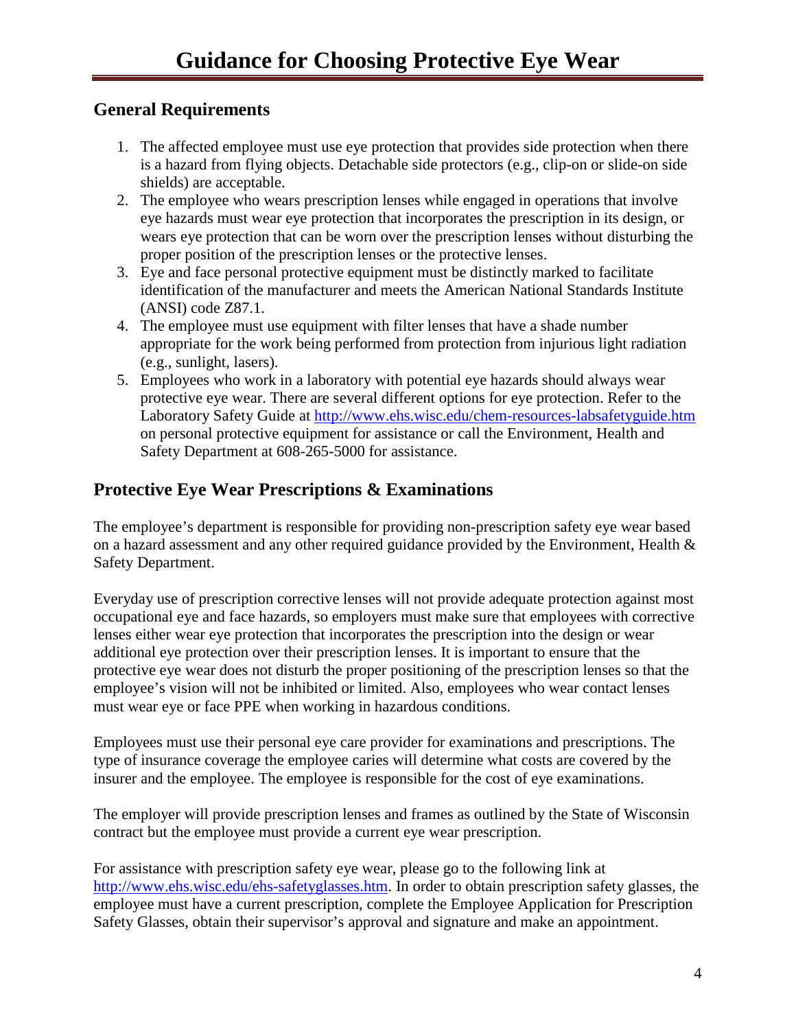# Guidance for Choosing Protective Eye Wear

## General Requirements

1. The affected employee must use eye protection that provides side protection when there is a hazard from flying objects. Detachable side protectors (e.g., clip-on or slide-on side shields) are acceptable.
2. The employee who wears prescription lenses while engaged in operations that involve eye hazards must wear eye protection that incorporates the prescription in its design, or wears eye protection that can be worn over the prescription lenses without disturbing the proper position of the prescription lenses or the protective lenses.
3. Eye and face personal protective equipment must be distinctly marked to facilitate identification of the manufacturer and meets the American National Standards Institute (ANSI) code Z87.1.
4. The employee must use equipment with filter lenses that have a shade number appropriate for the work being performed from protection from injurious light radiation (e.g., sunlight, lasers).
5. Employees who work in a laboratory with potential eye hazards should always wear protective eye wear. There are several different options for eye protection. Refer to the Laboratory Safety Guide at http://www.ehs.wisc.edu/chem-resources-labsafetyguide.htm on personal protective equipment for assistance or call the Environment, Health and Safety Department at 608-265-5000 for assistance.

## Protective Eye Wear Prescriptions & Examinations

The employee's department is responsible for providing non-prescription safety eye wear based on a hazard assessment and any other required guidance provided by the Environment, Health & Safety Department.

Everyday use of prescription corrective lenses will not provide adequate protection against most occupational eye and face hazards, so employers must make sure that employees with corrective lenses either wear eye protection that incorporates the prescription into the design or wear additional eye protection over their prescription lenses. It is important to ensure that the protective eye wear does not disturb the proper positioning of the prescription lenses so that the employee's vision will not be inhibited or limited. Also, employees who wear contact lenses must wear eye or face PPE when working in hazardous conditions.

Employees must use their personal eye care provider for examinations and prescriptions. The type of insurance coverage the employee caries will determine what costs are covered by the insurer and the employee. The employee is responsible for the cost of eye examinations.

The employer will provide prescription lenses and frames as outlined by the State of Wisconsin contract but the employee must provide a current eye wear prescription.

For assistance with prescription safety eye wear, please go to the following link at http://www.ehs.wisc.edu/ehs-safetyglasses.htm. In order to obtain prescription safety glasses, the employee must have a current prescription, complete the Employee Application for Prescription Safety Glasses, obtain their supervisor's approval and signature and make an appointment.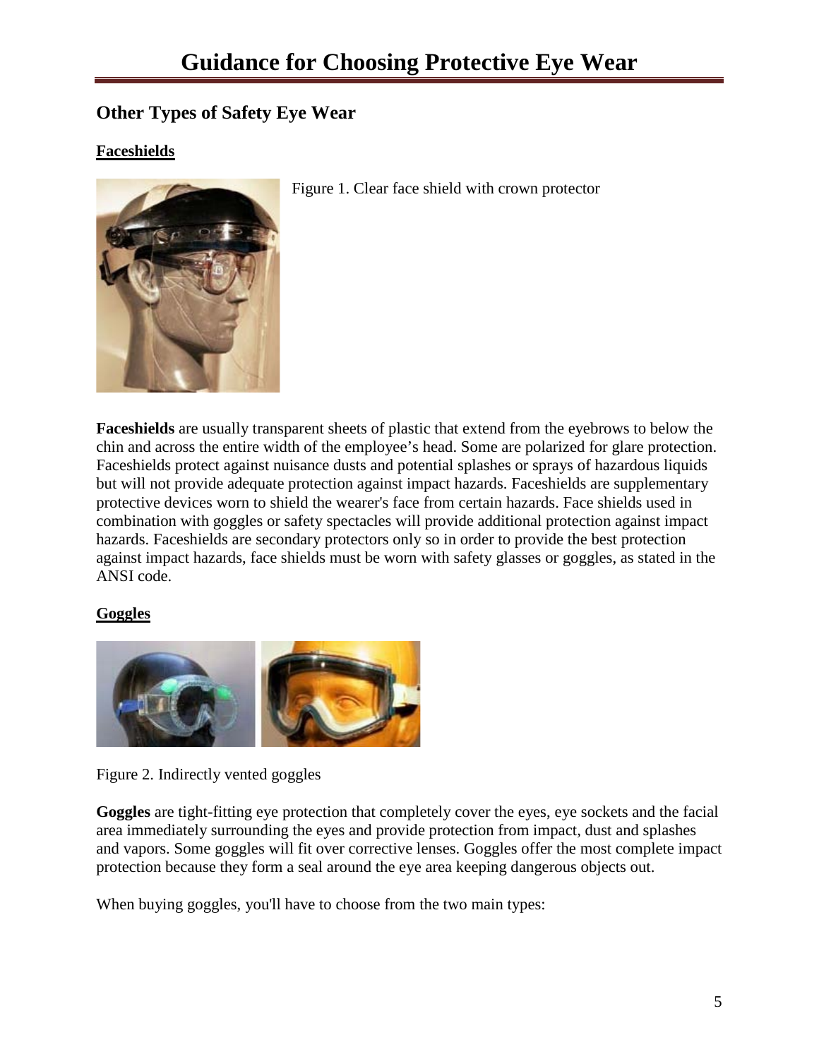# Guidance for Choosing Protective Eye Wear

## Other Types of Safety Eye Wear

### Faceshields

Figure 1. Clear face shield with crown protector

**Faceshields** are usually transparent sheets of plastic that extend from the eyebrows to below the chin and across the entire width of the employee's head. Some are polarized for glare protection. Faceshields protect against nuisance dusts and potential splashes or sprays of hazardous liquids but will not provide adequate protection against impact hazards. Faceshields are supplementary protective devices worn to shield the wearer's face from certain hazards. Face shields used in combination with goggles or safety spectacles will provide additional protection against impact hazards. Faceshields are secondary protectors only so in order to provide the best protection against impact hazards, face shields must be worn with safety glasses or goggles, as stated in the ANSI code.

### Goggles

Figure 2. Indirectly vented goggles

**Goggles** are tight-fitting eye protection that completely cover the eyes, eye sockets and the facial area immediately surrounding the eyes and provide protection from impact, dust and splashes and vapors. Some goggles will fit over corrective lenses. Goggles offer the most complete impact protection because they form a seal around the eye area keeping dangerous objects out.

When buying goggles, you'll have to choose from the two main types: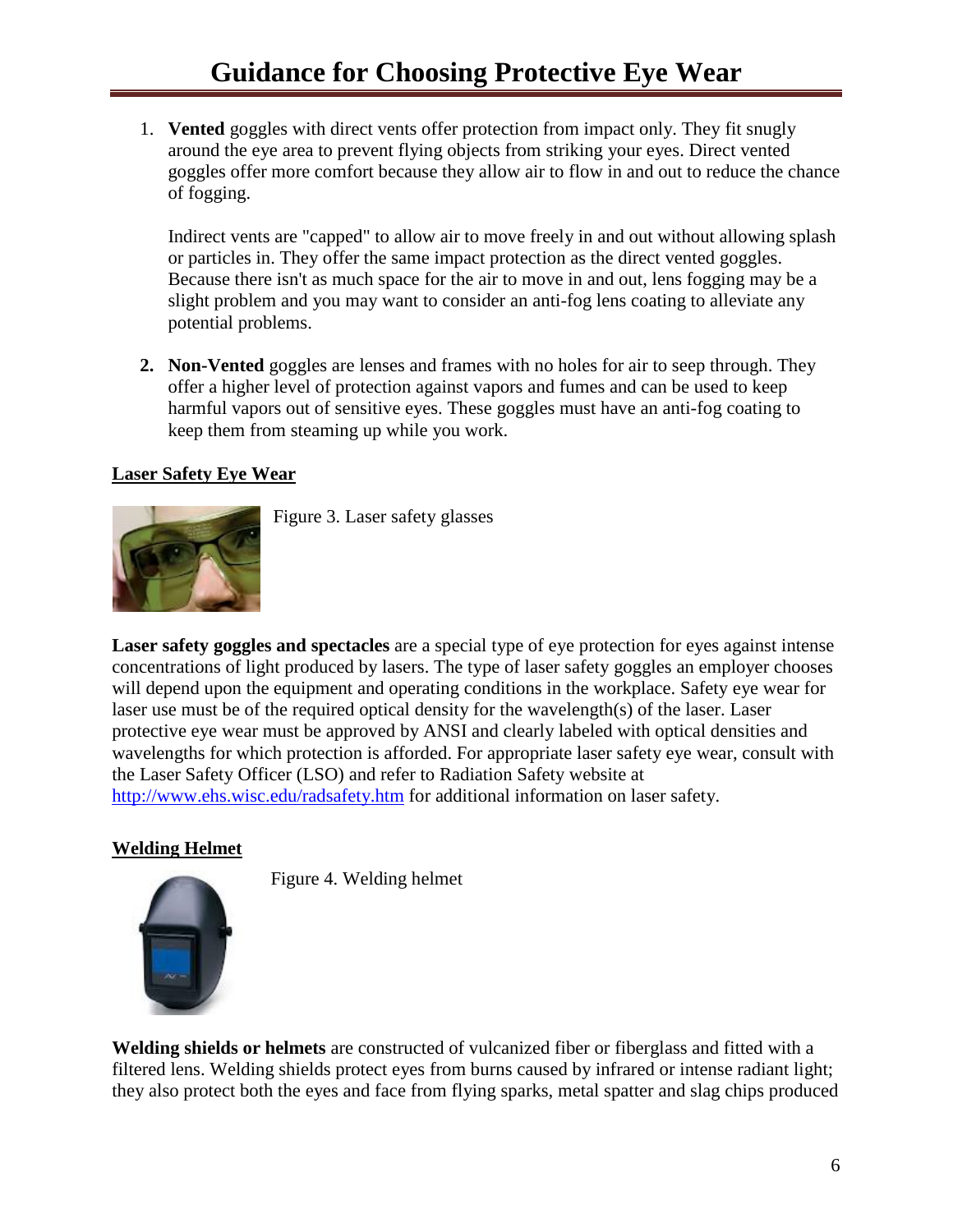# Guidance for Choosing Protective Eye Wear

1. **Vented** goggles with direct vents offer protection from impact only. They fit snugly around the eye area to prevent flying objects from striking your eyes. Direct vented goggles offer more comfort because they allow air to flow in and out to reduce the chance of fogging.

   Indirect vents are "capped" to allow air to move freely in and out without allowing splash or particles in. They offer the same impact protection as the direct vented goggles. Because there isn't as much space for the air to move in and out, lens fogging may be a slight problem and you may want to consider an anti-fog lens coating to alleviate any potential problems.

2. **Non-Vented** goggles are lenses and frames with no holes for air to seep through. They offer a higher level of protection against vapors and fumes and can be used to keep harmful vapors out of sensitive eyes. These goggles must have an anti-fog coating to keep them from steaming up while you work.

**Laser Safety Eye Wear**

Figure 3. Laser safety glasses

**Laser safety goggles and spectacles** are a special type of eye protection for eyes against intense concentrations of light produced by lasers. The type of laser safety goggles an employer chooses will depend upon the equipment and operating conditions in the workplace. Safety eye wear for laser use must be of the required optical density for the wavelength(s) of the laser. Laser protective eye wear must be approved by ANSI and clearly labeled with optical densities and wavelengths for which protection is afforded. For appropriate laser safety eye wear, consult with the Laser Safety Officer (LSO) and refer to Radiation Safety website at http://www.ehs.wisc.edu/radsafety.htm for additional information on laser safety.

**Welding Helmet**

Figure 4. Welding helmet

**Welding shields or helmets** are constructed of vulcanized fiber or fiberglass and fitted with a filtered lens. Welding shields protect eyes from burns caused by infrared or intense radiant light; they also protect both the eyes and face from flying sparks, metal spatter and slag chips produced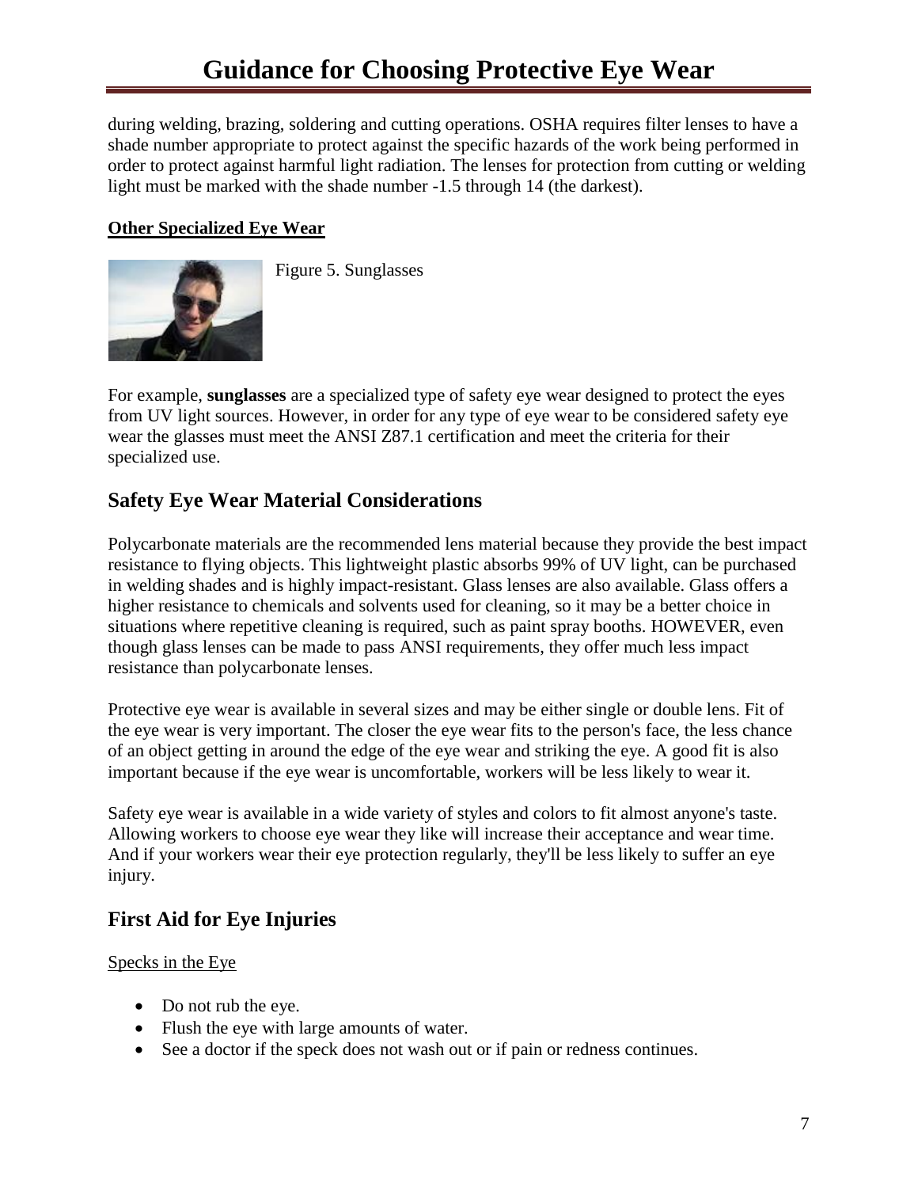during welding, brazing, soldering and cutting operations. OSHA requires filter lenses to have a shade number appropriate to protect against the specific hazards of the work being performed in order to protect against harmful light radiation. The lenses for protection from cutting or welding light must be marked with the shade number -1.5 through 14 (the darkest).

**Other Specialized Eye Wear**

Figure 5. Sunglasses

For example, **sunglasses** are a specialized type of safety eye wear designed to protect the eyes from UV light sources. However, in order for any type of eye wear to be considered safety eye wear the glasses must meet the ANSI Z87.1 certification and meet the criteria for their specialized use.

## Safety Eye Wear Material Considerations

Polycarbonate materials are the recommended lens material because they provide the best impact resistance to flying objects. This lightweight plastic absorbs 99% of UV light, can be purchased in welding shades and is highly impact-resistant. Glass lenses are also available. Glass offers a higher resistance to chemicals and solvents used for cleaning, so it may be a better choice in situations where repetitive cleaning is required, such as paint spray booths. HOWEVER, even though glass lenses can be made to pass ANSI requirements, they offer much less impact resistance than polycarbonate lenses.

Protective eye wear is available in several sizes and may be either single or double lens. Fit of the eye wear is very important. The closer the eye wear fits to the person's face, the less chance of an object getting in around the edge of the eye wear and striking the eye. A good fit is also important because if the eye wear is uncomfortable, workers will be less likely to wear it.

Safety eye wear is available in a wide variety of styles and colors to fit almost anyone's taste. Allowing workers to choose eye wear they like will increase their acceptance and wear time. And if your workers wear their eye protection regularly, they'll be less likely to suffer an eye injury.

## First Aid for Eye Injuries

Specks in the Eye

- Do not rub the eye.
- Flush the eye with large amounts of water.
- See a doctor if the speck does not wash out or if pain or redness continues.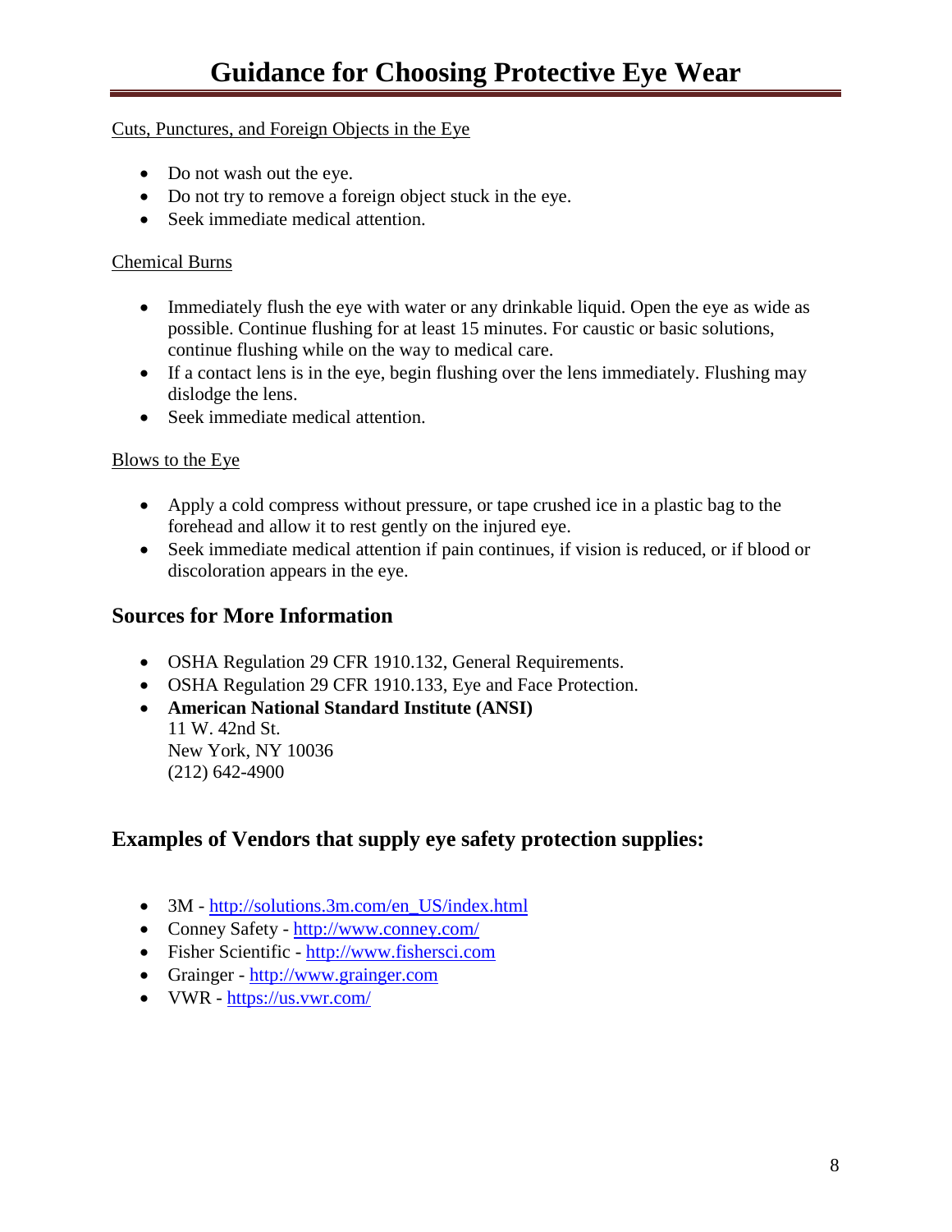Cuts, Punctures, and Foreign Objects in the Eye

- Do not wash out the eye.
- Do not try to remove a foreign object stuck in the eye.
- Seek immediate medical attention.

Chemical Burns

- Immediately flush the eye with water or any drinkable liquid. Open the eye as wide as possible. Continue flushing for at least 15 minutes. For caustic or basic solutions, continue flushing while on the way to medical care.
- If a contact lens is in the eye, begin flushing over the lens immediately. Flushing may dislodge the lens.
- Seek immediate medical attention.

Blows to the Eye

- Apply a cold compress without pressure, or tape crushed ice in a plastic bag to the forehead and allow it to rest gently on the injured eye.
- Seek immediate medical attention if pain continues, if vision is reduced, or if blood or discoloration appears in the eye.

## Sources for More Information

- OSHA Regulation 29 CFR 1910.132, General Requirements.
- OSHA Regulation 29 CFR 1910.133, Eye and Face Protection.
- **American National Standard Institute (ANSI)**
  11 W. 42nd St.
  New York, NY 10036
  (212) 642-4900

## Examples of Vendors that supply eye safety protection supplies:

- 3M - [http://solutions.3m.com/en_US/index.html](http://solutions.3m.com/en_US/index.html)
- Conney Safety - [http://www.conney.com/](http://www.conney.com/)
- Fisher Scientific - [http://www.fishersci.com](http://www.fishersci.com)
- Grainger - [http://www.grainger.com](http://www.grainger.com)
- VWR - [https://us.vwr.com/](https://us.vwr.com/)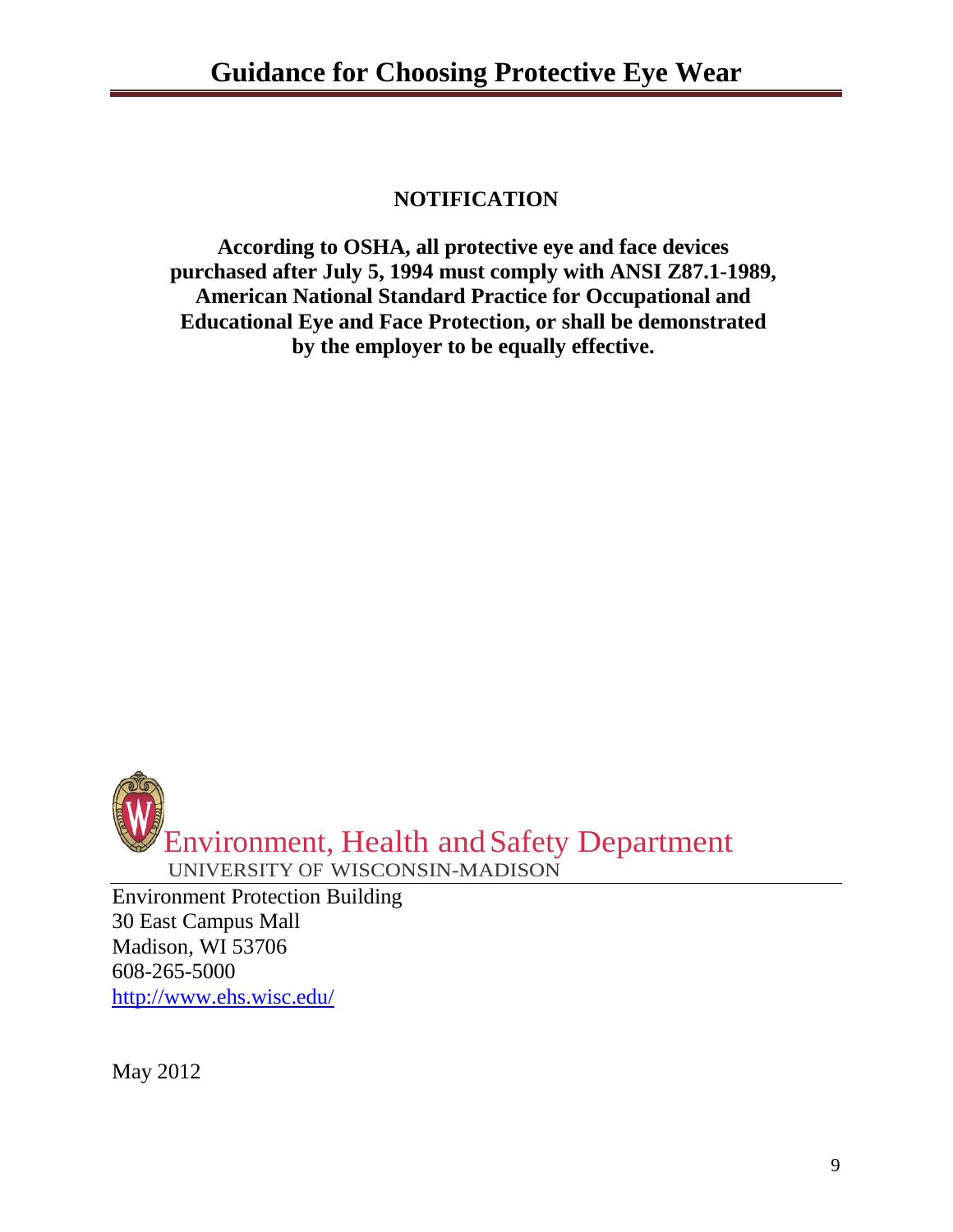**NOTIFICATION**

**According to OSHA, all protective eye and face devices purchased after July 5, 1994 must comply with ANSI Z87.1-1989, American National Standard Practice for Occupational and Educational Eye and Face Protection, or shall be demonstrated by the employer to be equally effective.**

Environment, Health and Safety Department

UNIVERSITY OF WISCONSIN-MADISON

Environment Protection Building
30 East Campus Mall
Madison, WI 53706
608-265-5000
http://www.ehs.wisc.edu/

May 2012